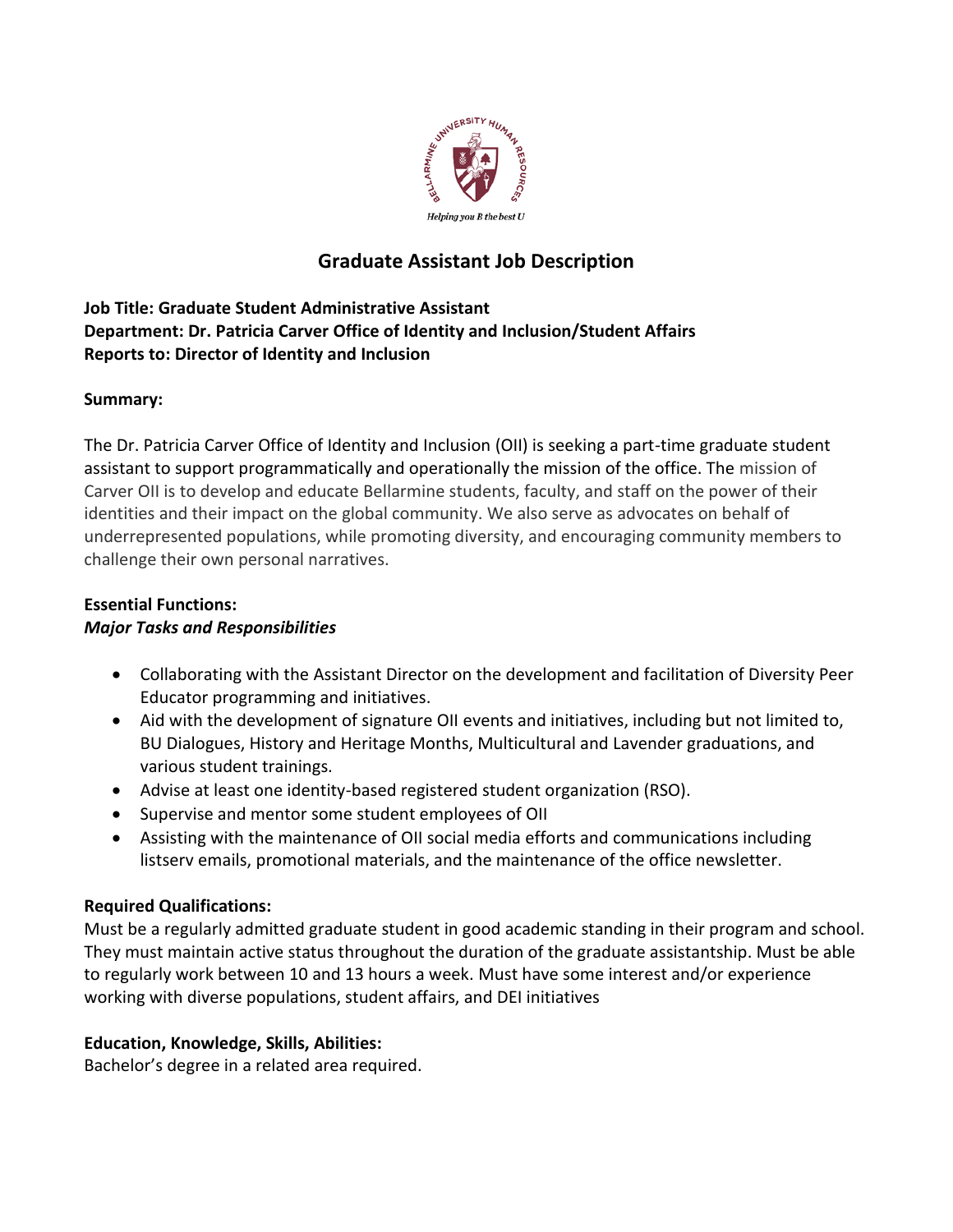# Graduate Assistant Job Description

**Job Title: Graduate Student Administrative Assistant**
**Department: Dr. Patricia Carver Office of Identity and Inclusion/Student Affairs**
**Reports to: Director of Identity and Inclusion**

**Summary:**

The Dr. Patricia Carver Office of Identity and Inclusion (OII) is seeking a part-time graduate student assistant to support programmatically and operationally the mission of the office. The mission of Carver OII is to develop and educate Bellarmine students, faculty, and staff on the power of their identities and their impact on the global community. We also serve as advocates on behalf of underrepresented populations, while promoting diversity, and encouraging community members to challenge their own personal narratives.

**Essential Functions:**
***Major Tasks and Responsibilities***

- Collaborating with the Assistant Director on the development and facilitation of Diversity Peer Educator programming and initiatives.
- Aid with the development of signature OII events and initiatives, including but not limited to, BU Dialogues, History and Heritage Months, Multicultural and Lavender graduations, and various student trainings.
- Advise at least one identity-based registered student organization (RSO).
- Supervise and mentor some student employees of OII
- Assisting with the maintenance of OII social media efforts and communications including listserv emails, promotional materials, and the maintenance of the office newsletter.

**Required Qualifications:**
Must be a regularly admitted graduate student in good academic standing in their program and school. They must maintain active status throughout the duration of the graduate assistantship. Must be able to regularly work between 10 and 13 hours a week. Must have some interest and/or experience working with diverse populations, student affairs, and DEI initiatives

**Education, Knowledge, Skills, Abilities:**
Bachelor's degree in a related area required.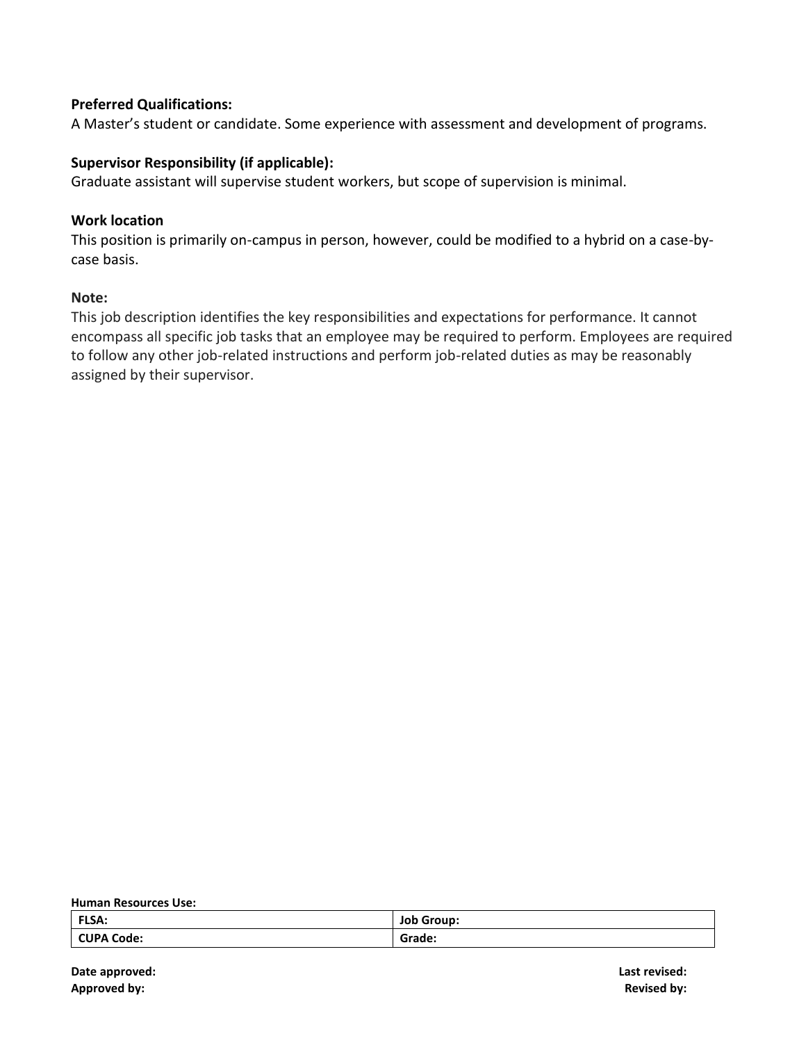**Preferred Qualifications:**
A Master's student or candidate. Some experience with assessment and development of programs.

**Supervisor Responsibility (if applicable):**
Graduate assistant will supervise student workers, but scope of supervision is minimal.

**Work location**
This position is primarily on-campus in person, however, could be modified to a hybrid on a case-by-case basis.

**Note:**
This job description identifies the key responsibilities and expectations for performance. It cannot encompass all specific job tasks that an employee may be required to perform. Employees are required to follow any other job-related instructions and perform job-related duties as may be reasonably assigned by their supervisor.

**Human Resources Use:**

| | |
|---|---|
| **FLSA:** | **Job Group:** |
| **CUPA Code:** | **Grade:** |

**Date approved:** **Last revised:**
**Approved by:** **Revised by:**